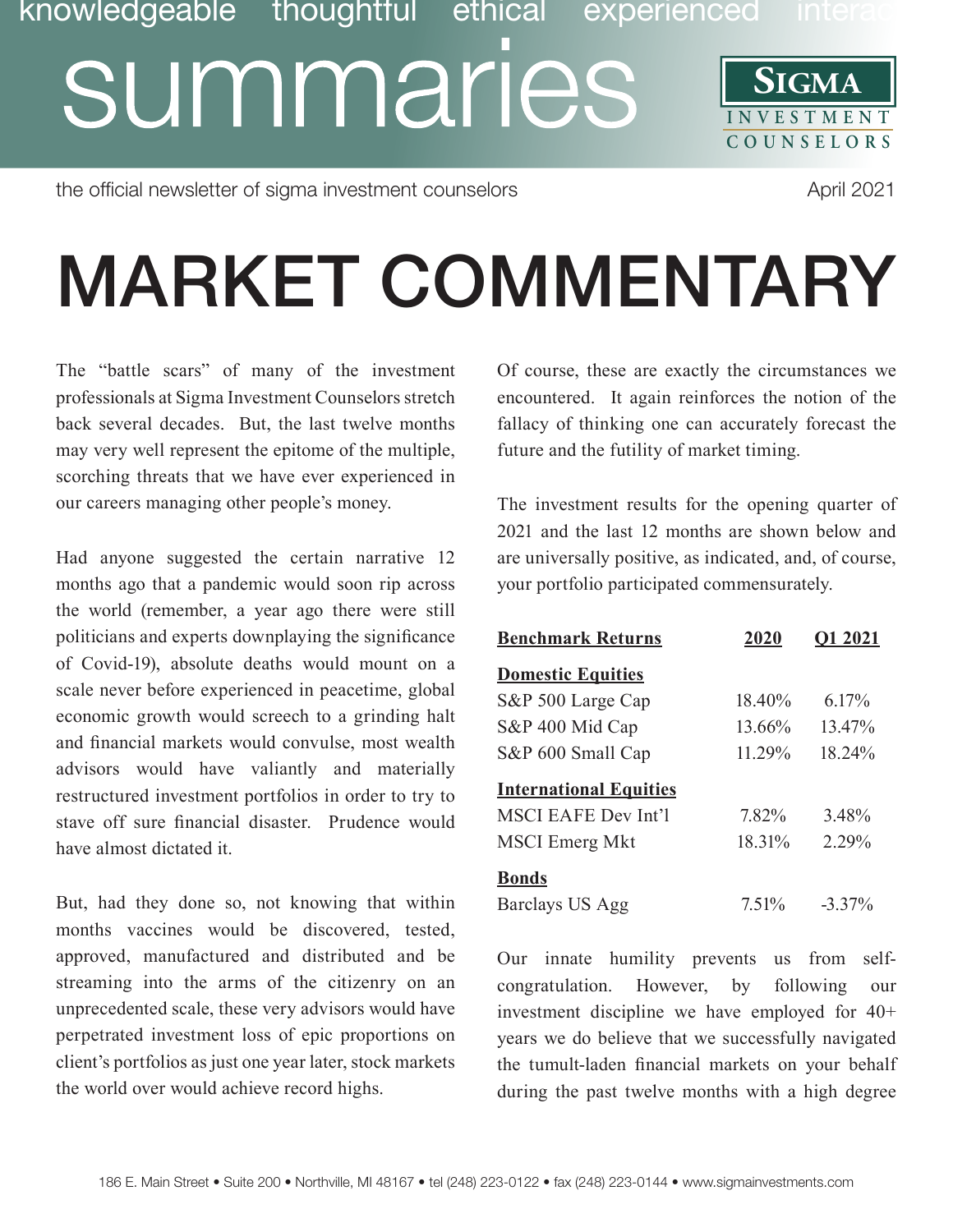knowledgeable thoughtful ethical experienced interac

# summaries

**SIGMA** INVESTMENT COUNSELORS

the official newsletter of sigma investment counselors

April 2021

# MARKET COMMENTARY

The "battle scars" of many of the investment professionals at Sigma Investment Counselors stretch back several decades. But, the last twelve months may very well represent the epitome of the multiple, scorching threats that we have ever experienced in our careers managing other people's money.

Had anyone suggested the certain narrative 12 months ago that a pandemic would soon rip across the world (remember, a year ago there were still politicians and experts downplaying the significance of Covid-19), absolute deaths would mount on a scale never before experienced in peacetime, global economic growth would screech to a grinding halt and financial markets would convulse, most wealth advisors would have valiantly and materially restructured investment portfolios in order to try to stave off sure financial disaster. Prudence would have almost dictated it.

But, had they done so, not knowing that within months vaccines would be discovered, tested, approved, manufactured and distributed and be streaming into the arms of the citizenry on an unprecedented scale, these very advisors would have perpetrated investment loss of epic proportions on client's portfolios as just one year later, stock markets the world over would achieve record highs.

Of course, these are exactly the circumstances we encountered. It again reinforces the notion of the fallacy of thinking one can accurately forecast the future and the futility of market timing.

The investment results for the opening quarter of 2021 and the last 12 months are shown below and are universally positive, as indicated, and, of course, your portfolio participated commensurately.

| **Benchmark Returns** | **2020** | **Q1 2021** |
|---|---|---|
| **Domestic Equities** | | |
| S&P 500 Large Cap | 18.40% | 6.17% |
| S&P 400 Mid Cap | 13.66% | 13.47% |
| S&P 600 Small Cap | 11.29% | 18.24% |
| **International Equities** | | |
| MSCI EAFE Dev Int'l | 7.82% | 3.48% |
| MSCI Emerg Mkt | 18.31% | 2.29% |
| **Bonds** | | |
| Barclays US Agg | 7.51% | -3.37% |

Our innate humility prevents us from self-congratulation. However, by following our investment discipline we have employed for 40+ years we do believe that we successfully navigated the tumult-laden financial markets on your behalf during the past twelve months with a high degree

186 E. Main Street • Suite 200 • Northville, MI 48167 • tel (248) 223-0122 • fax (248) 223-0144 • www.sigmainvestments.com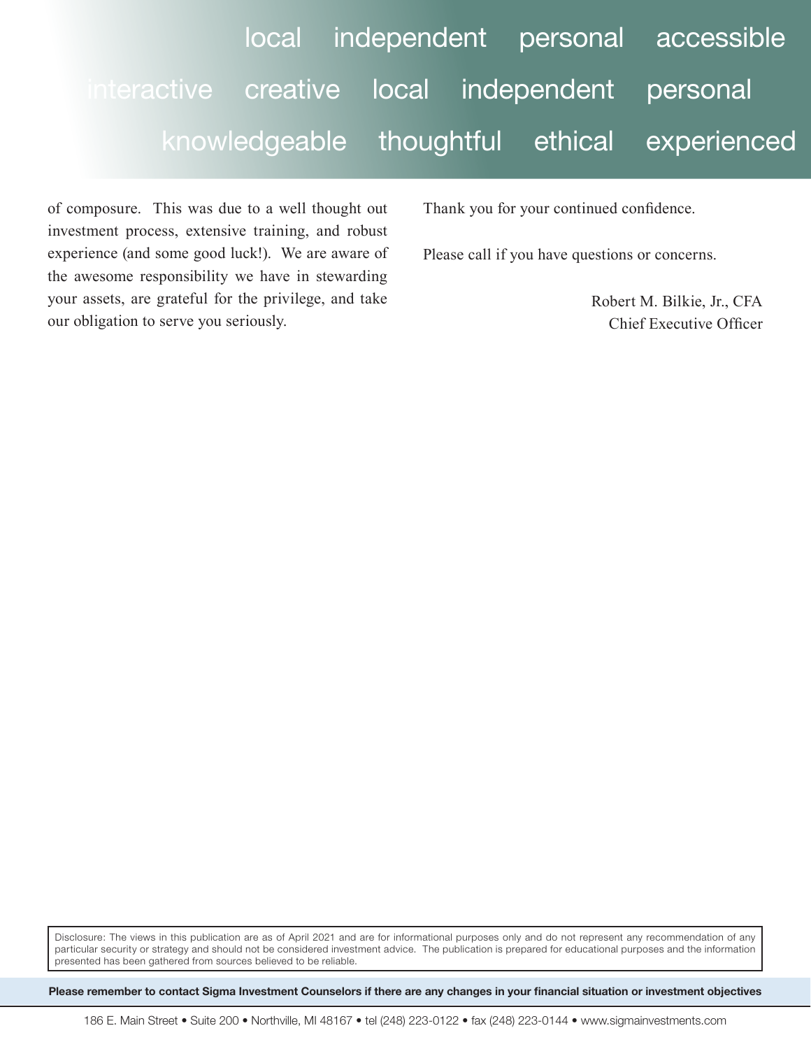of composure. This was due to a well thought out investment process, extensive training, and robust experience (and some good luck!). We are aware of the awesome responsibility we have in stewarding your assets, are grateful for the privilege, and take our obligation to serve you seriously.

Thank you for your continued confidence.

Please call if you have questions or concerns.

Robert M. Bilkie, Jr., CFA
Chief Executive Officer

Disclosure: The views in this publication are as of April 2021 and are for informational purposes only and do not represent any recommendation of any particular security or strategy and should not be considered investment advice. The publication is prepared for educational purposes and the information presented has been gathered from sources believed to be reliable.

**Please remember to contact Sigma Investment Counselors if there are any changes in your financial situation or investment objectives**

186 E. Main Street • Suite 200 • Northville, MI 48167 • tel (248) 223-0122 • fax (248) 223-0144 • www.sigmainvestments.com